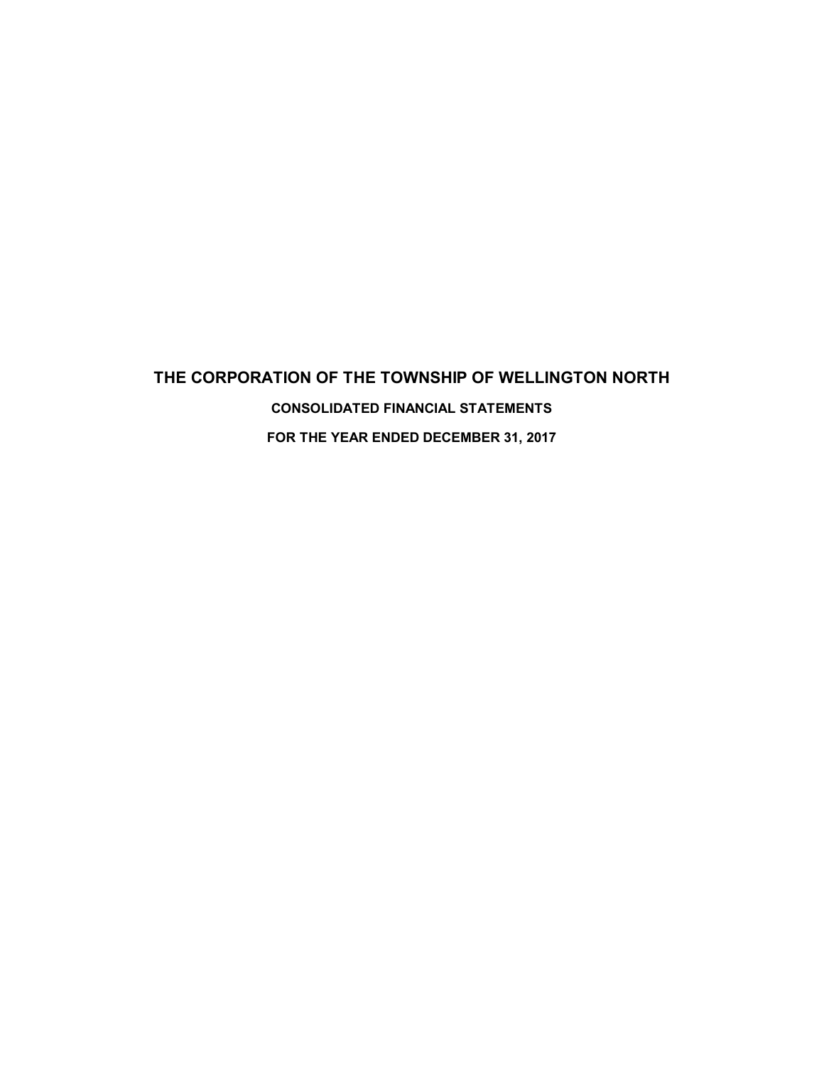# THE CORPORATION OF THE TOWNSHIP OF WELLINGTON NORTH

## CONSOLIDATED FINANCIAL STATEMENTS

## FOR THE YEAR ENDED DECEMBER 31, 2017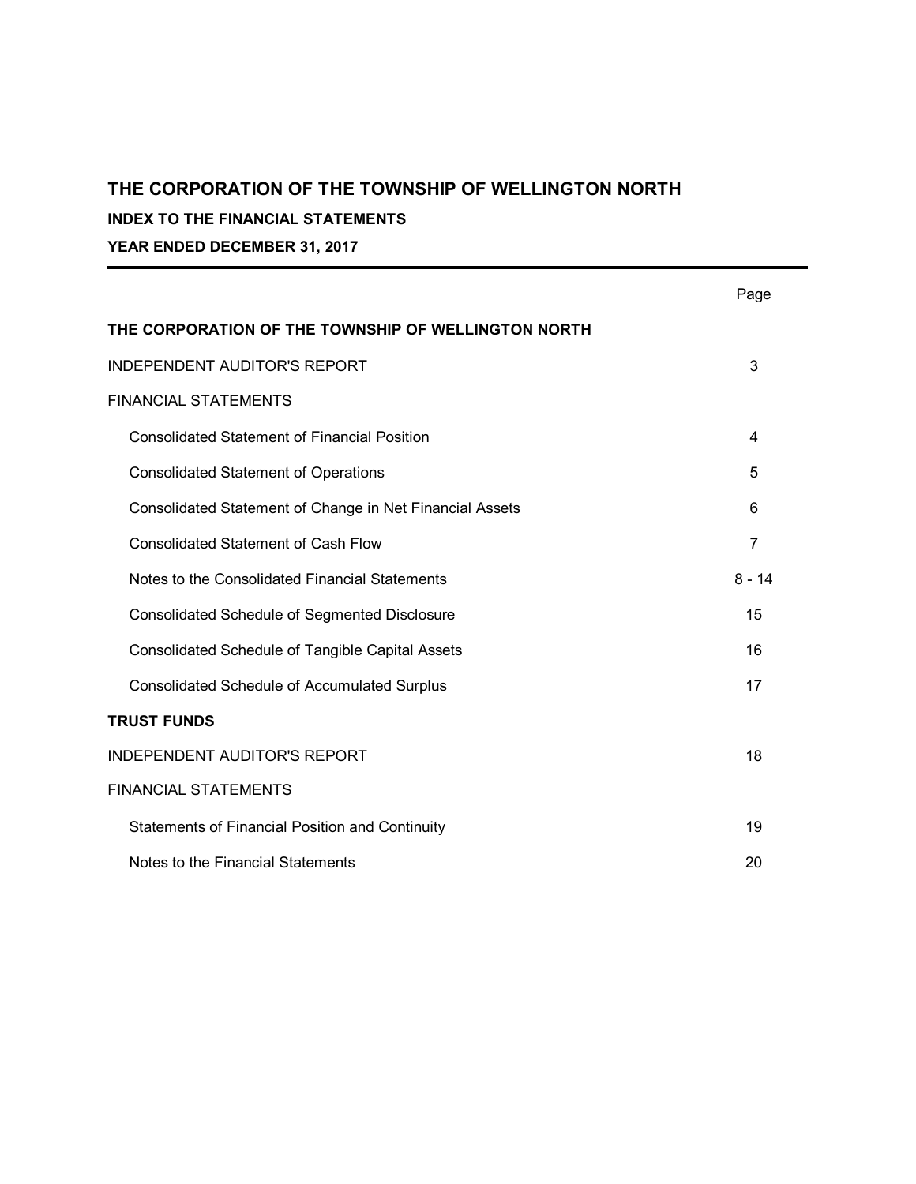# THE CORPORATION OF THE TOWNSHIP OF WELLINGTON NORTH

## INDEX TO THE FINANCIAL STATEMENTS

## YEAR ENDED DECEMBER 31, 2017

| | Page |
|---|---|
| **THE CORPORATION OF THE TOWNSHIP OF WELLINGTON NORTH** | |
| INDEPENDENT AUDITOR'S REPORT | 3 |
| FINANCIAL STATEMENTS | |
| Consolidated Statement of Financial Position | 4 |
| Consolidated Statement of Operations | 5 |
| Consolidated Statement of Change in Net Financial Assets | 6 |
| Consolidated Statement of Cash Flow | 7 |
| Notes to the Consolidated Financial Statements | 8 - 14 |
| Consolidated Schedule of Segmented Disclosure | 15 |
| Consolidated Schedule of Tangible Capital Assets | 16 |
| Consolidated Schedule of Accumulated Surplus | 17 |
| **TRUST FUNDS** | |
| INDEPENDENT AUDITOR'S REPORT | 18 |
| FINANCIAL STATEMENTS | |
| Statements of Financial Position and Continuity | 19 |
| Notes to the Financial Statements | 20 |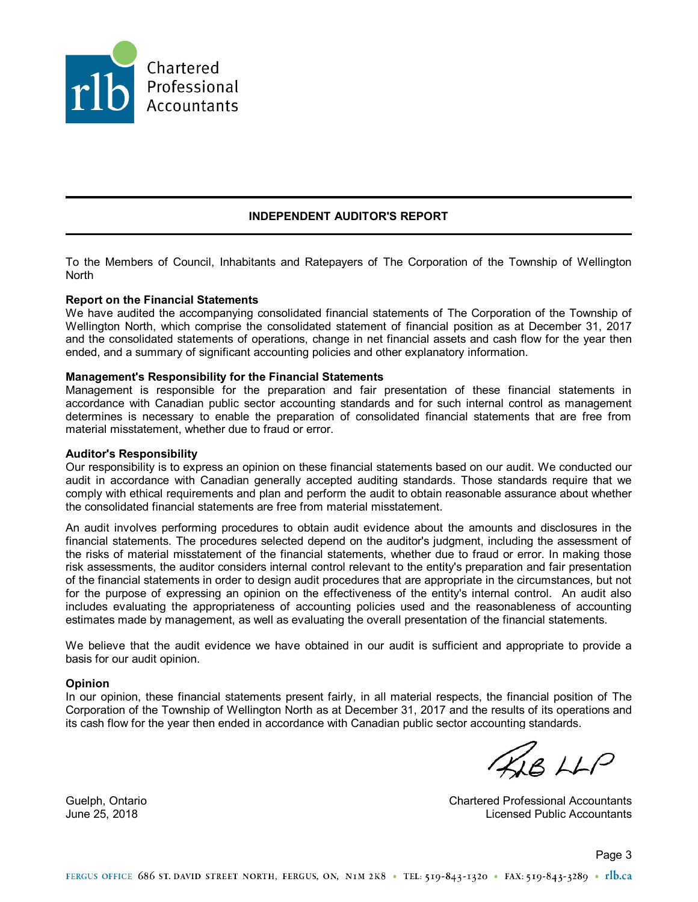Chartered Professional Accountants

## INDEPENDENT AUDITOR'S REPORT

To the Members of Council, Inhabitants and Ratepayers of The Corporation of the Township of Wellington North

**Report on the Financial Statements**

We have audited the accompanying consolidated financial statements of The Corporation of the Township of Wellington North, which comprise the consolidated statement of financial position as at December 31, 2017 and the consolidated statements of operations, change in net financial assets and cash flow for the year then ended, and a summary of significant accounting policies and other explanatory information.

**Management's Responsibility for the Financial Statements**

Management is responsible for the preparation and fair presentation of these financial statements in accordance with Canadian public sector accounting standards and for such internal control as management determines is necessary to enable the preparation of consolidated financial statements that are free from material misstatement, whether due to fraud or error.

**Auditor's Responsibility**

Our responsibility is to express an opinion on these financial statements based on our audit. We conducted our audit in accordance with Canadian generally accepted auditing standards. Those standards require that we comply with ethical requirements and plan and perform the audit to obtain reasonable assurance about whether the consolidated financial statements are free from material misstatement.

An audit involves performing procedures to obtain audit evidence about the amounts and disclosures in the financial statements. The procedures selected depend on the auditor's judgment, including the assessment of the risks of material misstatement of the financial statements, whether due to fraud or error. In making those risk assessments, the auditor considers internal control relevant to the entity's preparation and fair presentation of the financial statements in order to design audit procedures that are appropriate in the circumstances, but not for the purpose of expressing an opinion on the effectiveness of the entity's internal control. An audit also includes evaluating the appropriateness of accounting policies used and the reasonableness of accounting estimates made by management, as well as evaluating the overall presentation of the financial statements.

We believe that the audit evidence we have obtained in our audit is sufficient and appropriate to provide a basis for our audit opinion.

**Opinion**

In our opinion, these financial statements present fairly, in all material respects, the financial position of The Corporation of the Township of Wellington North as at December 31, 2017 and the results of its operations and its cash flow for the year then ended in accordance with Canadian public sector accounting standards.

RLB LLP

Guelph, Ontario
June 25, 2018

Chartered Professional Accountants
Licensed Public Accountants

FERGUS OFFICE 686 ST. DAVID STREET NORTH, FERGUS, ON, N1M 2K8 • TEL: 519-843-1320 • FAX: 519-843-3289 • rlb.ca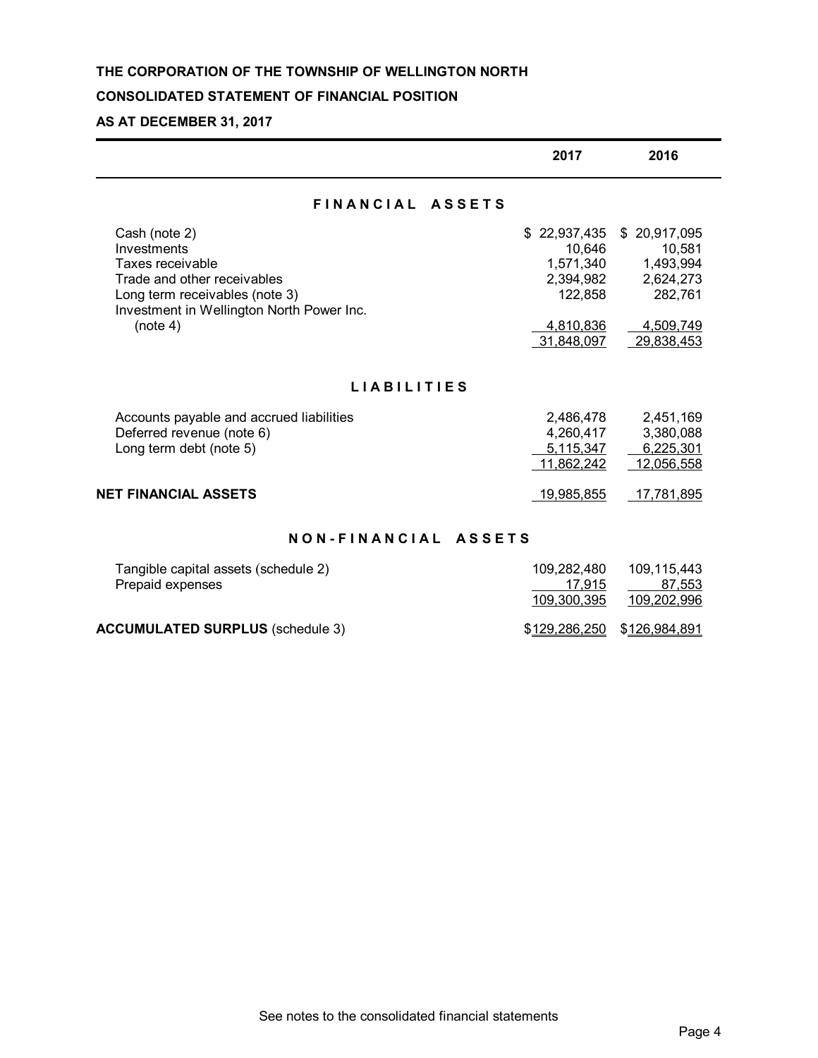**THE CORPORATION OF THE TOWNSHIP OF WELLINGTON NORTH**

**CONSOLIDATED STATEMENT OF FINANCIAL POSITION**

**AS AT DECEMBER 31, 2017**

| | 2017 | 2016 |
|---|---|---|
| **FINANCIAL ASSETS** | | |
| Cash (note 2) | $ 22,937,435 | $ 20,917,095 |
| Investments | 10,646 | 10,581 |
| Taxes receivable | 1,571,340 | 1,493,994 |
| Trade and other receivables | 2,394,982 | 2,624,273 |
| Long term receivables (note 3) | 122,858 | 282,761 |
| Investment in Wellington North Power Inc. (note 4) | 4,810,836 | 4,509,749 |
| | 31,848,097 | 29,838,453 |
| **LIABILITIES** | | |
| Accounts payable and accrued liabilities | 2,486,478 | 2,451,169 |
| Deferred revenue (note 6) | 4,260,417 | 3,380,088 |
| Long term debt (note 5) | 5,115,347 | 6,225,301 |
| | 11,862,242 | 12,056,558 |
| **NET FINANCIAL ASSETS** | 19,985,855 | 17,781,895 |
| **NON-FINANCIAL ASSETS** | | |
| Tangible capital assets (schedule 2) | 109,282,480 | 109,115,443 |
| Prepaid expenses | 17,915 | 87,553 |
| | 109,300,395 | 109,202,996 |
| **ACCUMULATED SURPLUS** (schedule 3) | $129,286,250 | $126,984,891 |

See notes to the consolidated financial statements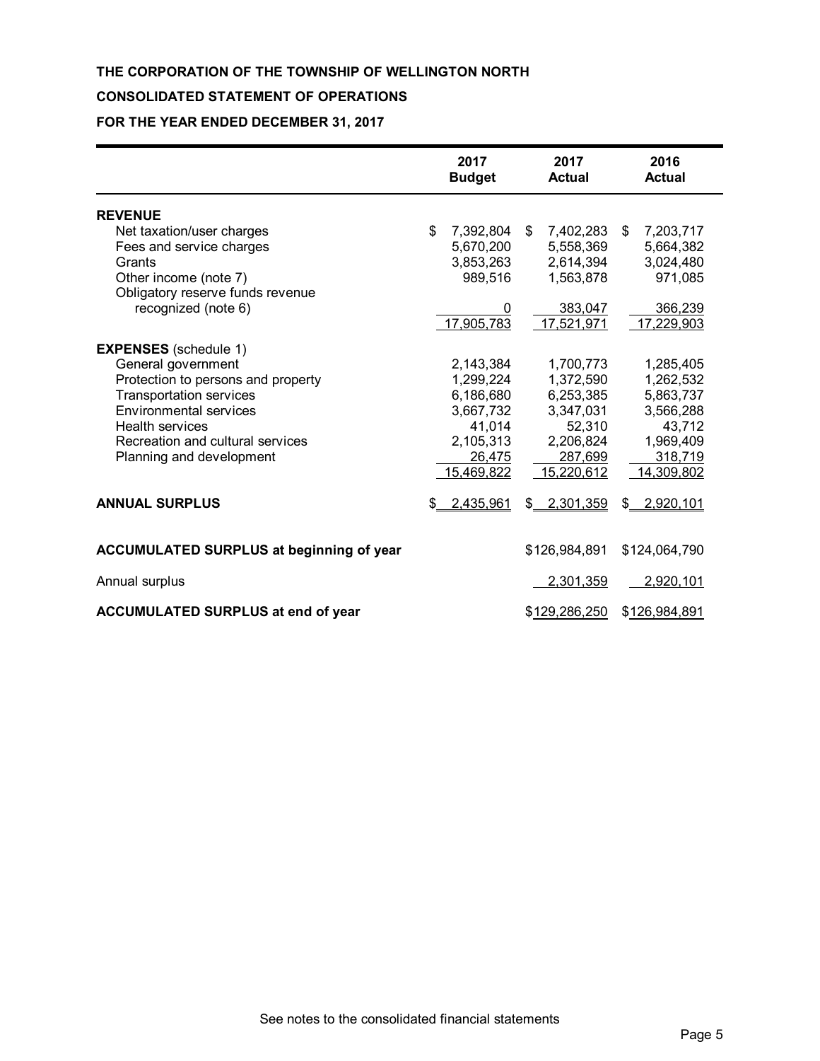**THE CORPORATION OF THE TOWNSHIP OF WELLINGTON NORTH**

**CONSOLIDATED STATEMENT OF OPERATIONS**

**FOR THE YEAR ENDED DECEMBER 31, 2017**

| | 2017 Budget | 2017 Actual | 2016 Actual |
|---|---|---|---|
| **REVENUE** | | | |
| Net taxation/user charges | $ 7,392,804 | $ 7,402,283 | $ 7,203,717 |
| Fees and service charges | 5,670,200 | 5,558,369 | 5,664,382 |
| Grants | 3,853,263 | 2,614,394 | 3,024,480 |
| Other income (note 7) | 989,516 | 1,563,878 | 971,085 |
| Obligatory reserve funds revenue recognized (note 6) | 0 | 383,047 | 366,239 |
| | 17,905,783 | 17,521,971 | 17,229,903 |
| **EXPENSES** (schedule 1) | | | |
| General government | 2,143,384 | 1,700,773 | 1,285,405 |
| Protection to persons and property | 1,299,224 | 1,372,590 | 1,262,532 |
| Transportation services | 6,186,680 | 6,253,385 | 5,863,737 |
| Environmental services | 3,667,732 | 3,347,031 | 3,566,288 |
| Health services | 41,014 | 52,310 | 43,712 |
| Recreation and cultural services | 2,105,313 | 2,206,824 | 1,969,409 |
| Planning and development | 26,475 | 287,699 | 318,719 |
| | 15,469,822 | 15,220,612 | 14,309,802 |
| **ANNUAL SURPLUS** | $ 2,435,961 | $ 2,301,359 | $ 2,920,101 |
| | | | |
| **ACCUMULATED SURPLUS at beginning of year** | | $126,984,891 | $124,064,790 |
| Annual surplus | | 2,301,359 | 2,920,101 |
| **ACCUMULATED SURPLUS at end of year** | | $129,286,250 | $126,984,891 |

See notes to the consolidated financial statements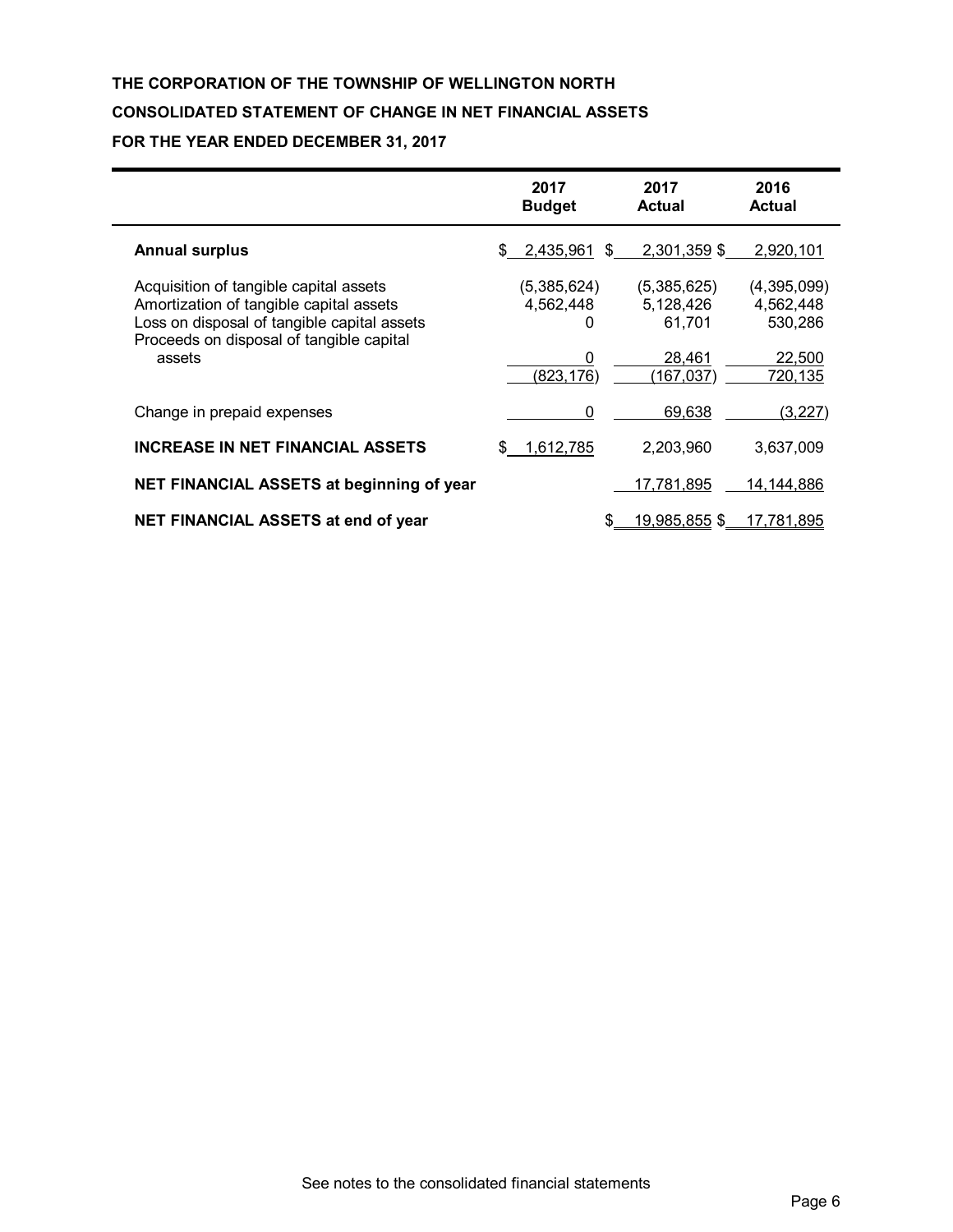**THE CORPORATION OF THE TOWNSHIP OF WELLINGTON NORTH**

**CONSOLIDATED STATEMENT OF CHANGE IN NET FINANCIAL ASSETS**

**FOR THE YEAR ENDED DECEMBER 31, 2017**

| | 2017 Budget | 2017 Actual | 2016 Actual |
|---|---|---|---|
| **Annual surplus** | $ 2,435,961 | $ 2,301,359 | $ 2,920,101 |
| Acquisition of tangible capital assets | (5,385,624) | (5,385,625) | (4,395,099) |
| Amortization of tangible capital assets | 4,562,448 | 5,128,426 | 4,562,448 |
| Loss on disposal of tangible capital assets | 0 | 61,701 | 530,286 |
| Proceeds on disposal of tangible capital assets | 0 | 28,461 | 22,500 |
| | (823,176) | (167,037) | 720,135 |
| Change in prepaid expenses | 0 | 69,638 | (3,227) |
| **INCREASE IN NET FINANCIAL ASSETS** | $ 1,612,785 | 2,203,960 | 3,637,009 |
| **NET FINANCIAL ASSETS at beginning of year** | | 17,781,895 | 14,144,886 |
| **NET FINANCIAL ASSETS at end of year** | | $ 19,985,855 | $ 17,781,895 |

See notes to the consolidated financial statements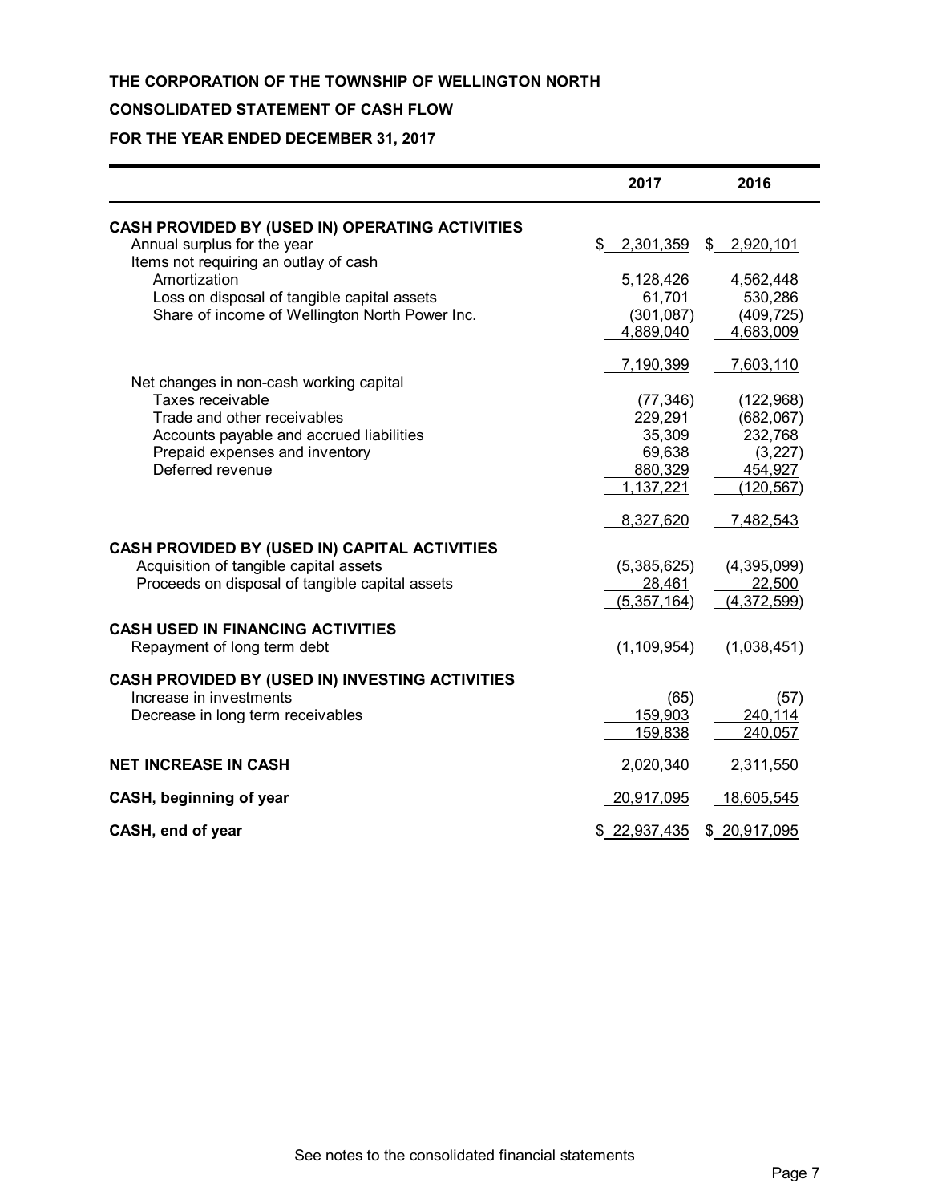**THE CORPORATION OF THE TOWNSHIP OF WELLINGTON NORTH**

**CONSOLIDATED STATEMENT OF CASH FLOW**

**FOR THE YEAR ENDED DECEMBER 31, 2017**

| | 2017 | 2016 |
|---|---|---|
| **CASH PROVIDED BY (USED IN) OPERATING ACTIVITIES** | | |
| Annual surplus for the year | $ 2,301,359 | $ 2,920,101 |
| Items not requiring an outlay of cash | | |
| Amortization | 5,128,426 | 4,562,448 |
| Loss on disposal of tangible capital assets | 61,701 | 530,286 |
| Share of income of Wellington North Power Inc. | (301,087) | (409,725) |
| | 4,889,040 | 4,683,009 |
| | 7,190,399 | 7,603,110 |
| Net changes in non-cash working capital | | |
| Taxes receivable | (77,346) | (122,968) |
| Trade and other receivables | 229,291 | (682,067) |
| Accounts payable and accrued liabilities | 35,309 | 232,768 |
| Prepaid expenses and inventory | 69,638 | (3,227) |
| Deferred revenue | 880,329 | 454,927 |
| | 1,137,221 | (120,567) |
| | 8,327,620 | 7,482,543 |
| **CASH PROVIDED BY (USED IN) CAPITAL ACTIVITIES** | | |
| Acquisition of tangible capital assets | (5,385,625) | (4,395,099) |
| Proceeds on disposal of tangible capital assets | 28,461 | 22,500 |
| | (5,357,164) | (4,372,599) |
| **CASH USED IN FINANCING ACTIVITIES** | | |
| Repayment of long term debt | (1,109,954) | (1,038,451) |
| **CASH PROVIDED BY (USED IN) INVESTING ACTIVITIES** | | |
| Increase in investments | (65) | (57) |
| Decrease in long term receivables | 159,903 | 240,114 |
| | 159,838 | 240,057 |
| **NET INCREASE IN CASH** | 2,020,340 | 2,311,550 |
| **CASH, beginning of year** | 20,917,095 | 18,605,545 |
| **CASH, end of year** | $ 22,937,435 | $ 20,917,095 |

See notes to the consolidated financial statements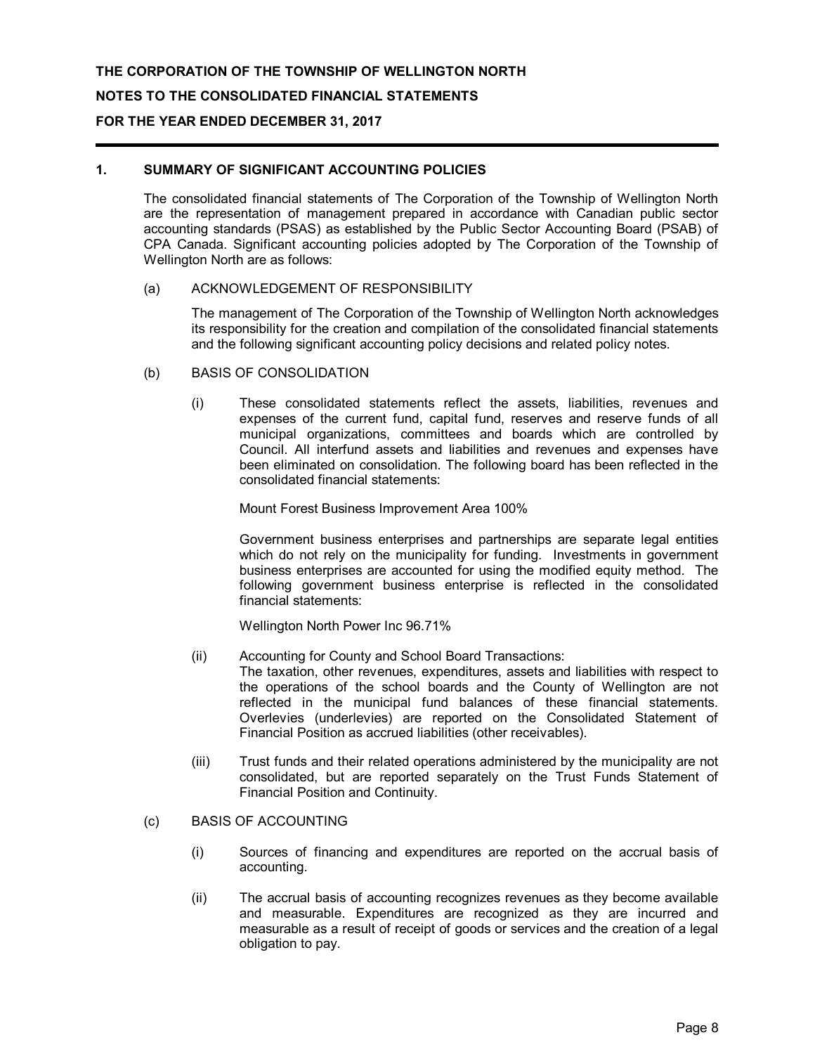**THE CORPORATION OF THE TOWNSHIP OF WELLINGTON NORTH**

**NOTES TO THE CONSOLIDATED FINANCIAL STATEMENTS**

**FOR THE YEAR ENDED DECEMBER 31, 2017**

## 1. SUMMARY OF SIGNIFICANT ACCOUNTING POLICIES

The consolidated financial statements of The Corporation of the Township of Wellington North are the representation of management prepared in accordance with Canadian public sector accounting standards (PSAS) as established by the Public Sector Accounting Board (PSAB) of CPA Canada. Significant accounting policies adopted by The Corporation of the Township of Wellington North are as follows:

### (a) ACKNOWLEDGEMENT OF RESPONSIBILITY

The management of The Corporation of the Township of Wellington North acknowledges its responsibility for the creation and compilation of the consolidated financial statements and the following significant accounting policy decisions and related policy notes.

### (b) BASIS OF CONSOLIDATION

(i) These consolidated statements reflect the assets, liabilities, revenues and expenses of the current fund, capital fund, reserves and reserve funds of all municipal organizations, committees and boards which are controlled by Council. All interfund assets and liabilities and revenues and expenses have been eliminated on consolidation. The following board has been reflected in the consolidated financial statements:

Mount Forest Business Improvement Area 100%

Government business enterprises and partnerships are separate legal entities which do not rely on the municipality for funding. Investments in government business enterprises are accounted for using the modified equity method. The following government business enterprise is reflected in the consolidated financial statements:

Wellington North Power Inc 96.71%

(ii) Accounting for County and School Board Transactions:
The taxation, other revenues, expenditures, assets and liabilities with respect to the operations of the school boards and the County of Wellington are not reflected in the municipal fund balances of these financial statements. Overlevies (underlevies) are reported on the Consolidated Statement of Financial Position as accrued liabilities (other receivables).

(iii) Trust funds and their related operations administered by the municipality are not consolidated, but are reported separately on the Trust Funds Statement of Financial Position and Continuity.

### (c) BASIS OF ACCOUNTING

(i) Sources of financing and expenditures are reported on the accrual basis of accounting.

(ii) The accrual basis of accounting recognizes revenues as they become available and measurable. Expenditures are recognized as they are incurred and measurable as a result of receipt of goods or services and the creation of a legal obligation to pay.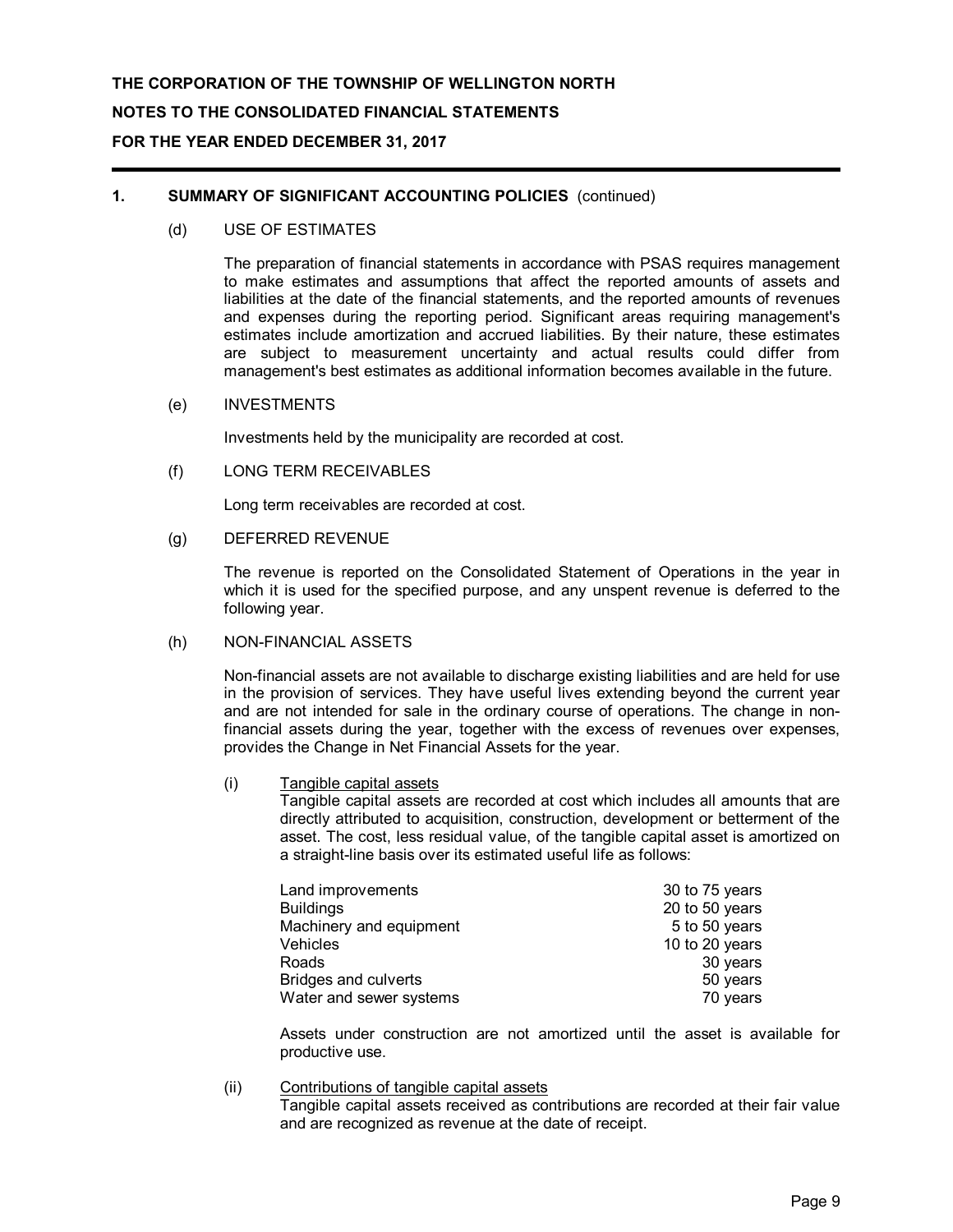**THE CORPORATION OF THE TOWNSHIP OF WELLINGTON NORTH**

**NOTES TO THE CONSOLIDATED FINANCIAL STATEMENTS**

**FOR THE YEAR ENDED DECEMBER 31, 2017**

## 1. SUMMARY OF SIGNIFICANT ACCOUNTING POLICIES (continued)

### (d) USE OF ESTIMATES

The preparation of financial statements in accordance with PSAS requires management to make estimates and assumptions that affect the reported amounts of assets and liabilities at the date of the financial statements, and the reported amounts of revenues and expenses during the reporting period. Significant areas requiring management's estimates include amortization and accrued liabilities. By their nature, these estimates are subject to measurement uncertainty and actual results could differ from management's best estimates as additional information becomes available in the future.

### (e) INVESTMENTS

Investments held by the municipality are recorded at cost.

### (f) LONG TERM RECEIVABLES

Long term receivables are recorded at cost.

### (g) DEFERRED REVENUE

The revenue is reported on the Consolidated Statement of Operations in the year in which it is used for the specified purpose, and any unspent revenue is deferred to the following year.

### (h) NON-FINANCIAL ASSETS

Non-financial assets are not available to discharge existing liabilities and are held for use in the provision of services. They have useful lives extending beyond the current year and are not intended for sale in the ordinary course of operations. The change in non-financial assets during the year, together with the excess of revenues over expenses, provides the Change in Net Financial Assets for the year.

(i) Tangible capital assets

Tangible capital assets are recorded at cost which includes all amounts that are directly attributed to acquisition, construction, development or betterment of the asset. The cost, less residual value, of the tangible capital asset is amortized on a straight-line basis over its estimated useful life as follows:

| | |
|---|---|
| Land improvements | 30 to 75 years |
| Buildings | 20 to 50 years |
| Machinery and equipment | 5 to 50 years |
| Vehicles | 10 to 20 years |
| Roads | 30 years |
| Bridges and culverts | 50 years |
| Water and sewer systems | 70 years |

Assets under construction are not amortized until the asset is available for productive use.

(ii) Contributions of tangible capital assets

Tangible capital assets received as contributions are recorded at their fair value and are recognized as revenue at the date of receipt.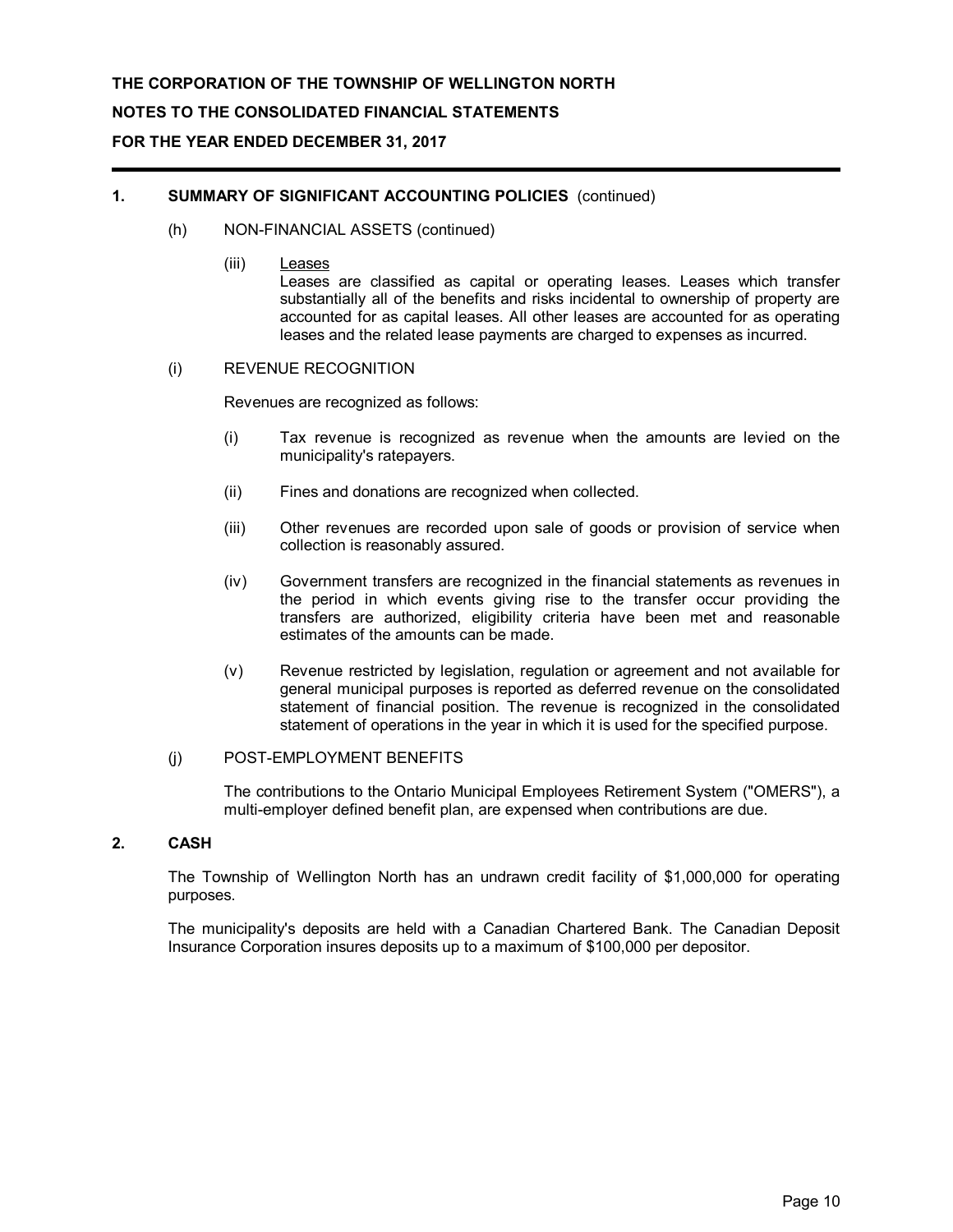**THE CORPORATION OF THE TOWNSHIP OF WELLINGTON NORTH**

**NOTES TO THE CONSOLIDATED FINANCIAL STATEMENTS**

**FOR THE YEAR ENDED DECEMBER 31, 2017**

## 1. SUMMARY OF SIGNIFICANT ACCOUNTING POLICIES (continued)

(h) NON-FINANCIAL ASSETS (continued)

(iii) Leases

Leases are classified as capital or operating leases. Leases which transfer substantially all of the benefits and risks incidental to ownership of property are accounted for as capital leases. All other leases are accounted for as operating leases and the related lease payments are charged to expenses as incurred.

(i) REVENUE RECOGNITION

Revenues are recognized as follows:

(i) Tax revenue is recognized as revenue when the amounts are levied on the municipality's ratepayers.

(ii) Fines and donations are recognized when collected.

(iii) Other revenues are recorded upon sale of goods or provision of service when collection is reasonably assured.

(iv) Government transfers are recognized in the financial statements as revenues in the period in which events giving rise to the transfer occur providing the transfers are authorized, eligibility criteria have been met and reasonable estimates of the amounts can be made.

(v) Revenue restricted by legislation, regulation or agreement and not available for general municipal purposes is reported as deferred revenue on the consolidated statement of financial position. The revenue is recognized in the consolidated statement of operations in the year in which it is used for the specified purpose.

(j) POST-EMPLOYMENT BENEFITS

The contributions to the Ontario Municipal Employees Retirement System ("OMERS"), a multi-employer defined benefit plan, are expensed when contributions are due.

## 2. CASH

The Township of Wellington North has an undrawn credit facility of $1,000,000 for operating purposes.

The municipality's deposits are held with a Canadian Chartered Bank. The Canadian Deposit Insurance Corporation insures deposits up to a maximum of $100,000 per depositor.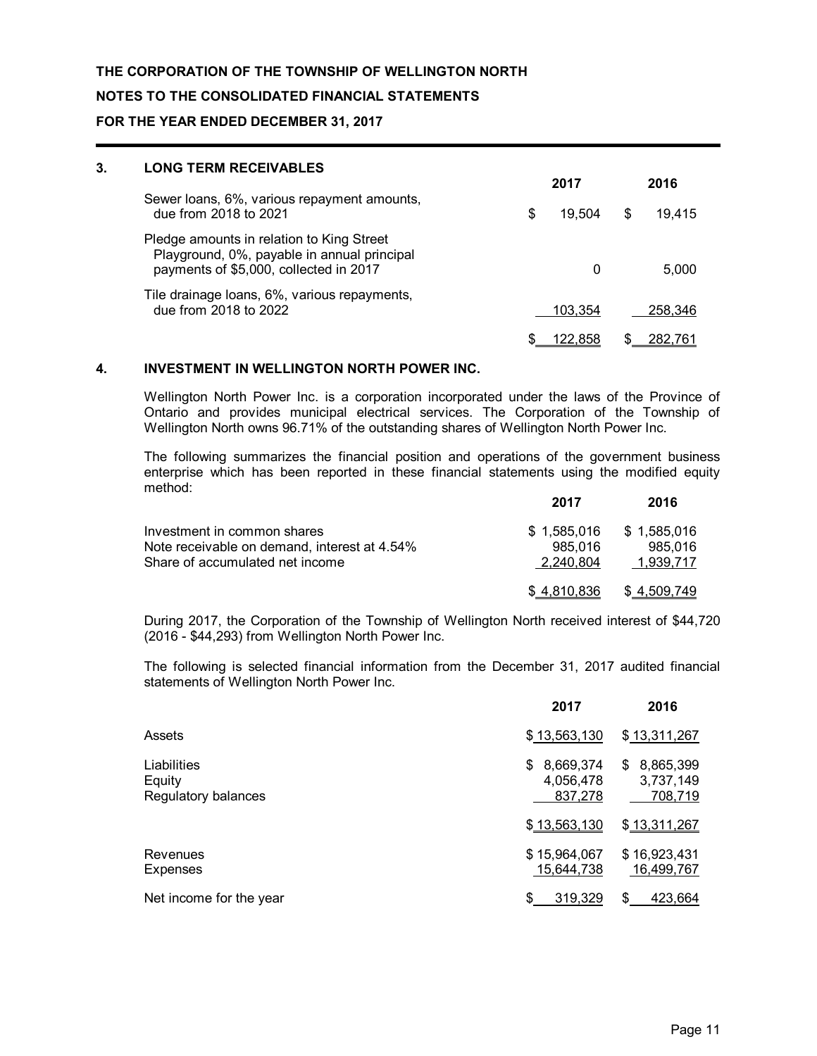**THE CORPORATION OF THE TOWNSHIP OF WELLINGTON NORTH**

**NOTES TO THE CONSOLIDATED FINANCIAL STATEMENTS**

**FOR THE YEAR ENDED DECEMBER 31, 2017**

## 3. LONG TERM RECEIVABLES

| | 2017 | 2016 |
|---|---|---|
| Sewer loans, 6%, various repayment amounts, due from 2018 to 2021 | $ 19,504 | $ 19,415 |
| Pledge amounts in relation to King Street Playground, 0%, payable in annual principal payments of $5,000, collected in 2017 | 0 | 5,000 |
| Tile drainage loans, 6%, various repayments, due from 2018 to 2022 | 103,354 | 258,346 |
| | $ 122,858 | $ 282,761 |

## 4. INVESTMENT IN WELLINGTON NORTH POWER INC.

Wellington North Power Inc. is a corporation incorporated under the laws of the Province of Ontario and provides municipal electrical services. The Corporation of the Township of Wellington North owns 96.71% of the outstanding shares of Wellington North Power Inc.

The following summarizes the financial position and operations of the government business enterprise which has been reported in these financial statements using the modified equity method:

| | 2017 | 2016 |
|---|---|---|
| Investment in common shares | $ 1,585,016 | $ 1,585,016 |
| Note receivable on demand, interest at 4.54% | 985,016 | 985,016 |
| Share of accumulated net income | 2,240,804 | 1,939,717 |
| | $ 4,810,836 | $ 4,509,749 |

During 2017, the Corporation of the Township of Wellington North received interest of $44,720 (2016 - $44,293) from Wellington North Power Inc.

The following is selected financial information from the December 31, 2017 audited financial statements of Wellington North Power Inc.

| | 2017 | 2016 |
|---|---|---|
| Assets | $ 13,563,130 | $ 13,311,267 |
| Liabilities | $ 8,669,374 | $ 8,865,399 |
| Equity | 4,056,478 | 3,737,149 |
| Regulatory balances | 837,278 | 708,719 |
| | $ 13,563,130 | $ 13,311,267 |
| Revenues | $ 15,964,067 | $ 16,923,431 |
| Expenses | 15,644,738 | 16,499,767 |
| Net income for the year | $ 319,329 | $ 423,664 |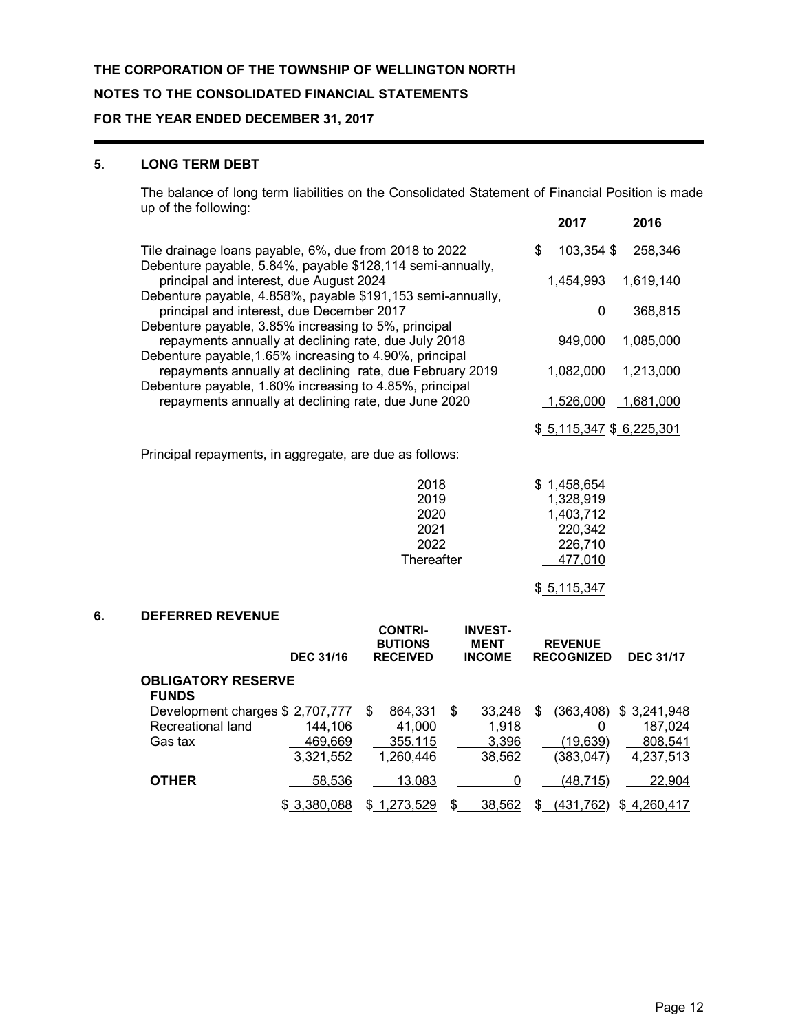**THE CORPORATION OF THE TOWNSHIP OF WELLINGTON NORTH**

**NOTES TO THE CONSOLIDATED FINANCIAL STATEMENTS**

**FOR THE YEAR ENDED DECEMBER 31, 2017**

## 5. LONG TERM DEBT

The balance of long term liabilities on the Consolidated Statement of Financial Position is made up of the following:

| | 2017 | 2016 |
|---|---|---|
| Tile drainage loans payable, 6%, due from 2018 to 2022 | $ 103,354 | $ 258,346 |
| Debenture payable, 5.84%, payable $128,114 semi-annually, principal and interest, due August 2024 | 1,454,993 | 1,619,140 |
| Debenture payable, 4.858%, payable $191,153 semi-annually, principal and interest, due December 2017 | 0 | 368,815 |
| Debenture payable, 3.85% increasing to 5%, principal repayments annually at declining rate, due July 2018 | 949,000 | 1,085,000 |
| Debenture payable,1.65% increasing to 4.90%, principal repayments annually at declining rate, due February 2019 | 1,082,000 | 1,213,000 |
| Debenture payable, 1.60% increasing to 4.85%, principal repayments annually at declining rate, due June 2020 | 1,526,000 | 1,681,000 |
| | $ 5,115,347 | $ 6,225,301 |

Principal repayments, in aggregate, are due as follows:

| | |
|---|---|
| 2018 | $ 1,458,654 |
| 2019 | 1,328,919 |
| 2020 | 1,403,712 |
| 2021 | 220,342 |
| 2022 | 226,710 |
| Thereafter | 477,010 |
| | $ 5,115,347 |

## 6. DEFERRED REVENUE

| | DEC 31/16 | CONTRI-BUTIONS RECEIVED | INVEST-MENT INCOME | REVENUE RECOGNIZED | DEC 31/17 |
|---|---|---|---|---|---|
| **OBLIGATORY RESERVE FUNDS** | | | | | |
| Development charges | $ 2,707,777 | $ 864,331 | $ 33,248 | $ (363,408) | $ 3,241,948 |
| Recreational land | 144,106 | 41,000 | 1,918 | 0 | 187,024 |
| Gas tax | 469,669 | 355,115 | 3,396 | (19,639) | 808,541 |
| | 3,321,552 | 1,260,446 | 38,562 | (383,047) | 4,237,513 |
| **OTHER** | 58,536 | 13,083 | 0 | (48,715) | 22,904 |
| | $ 3,380,088 | $ 1,273,529 | $ 38,562 | $ (431,762) | $ 4,260,417 |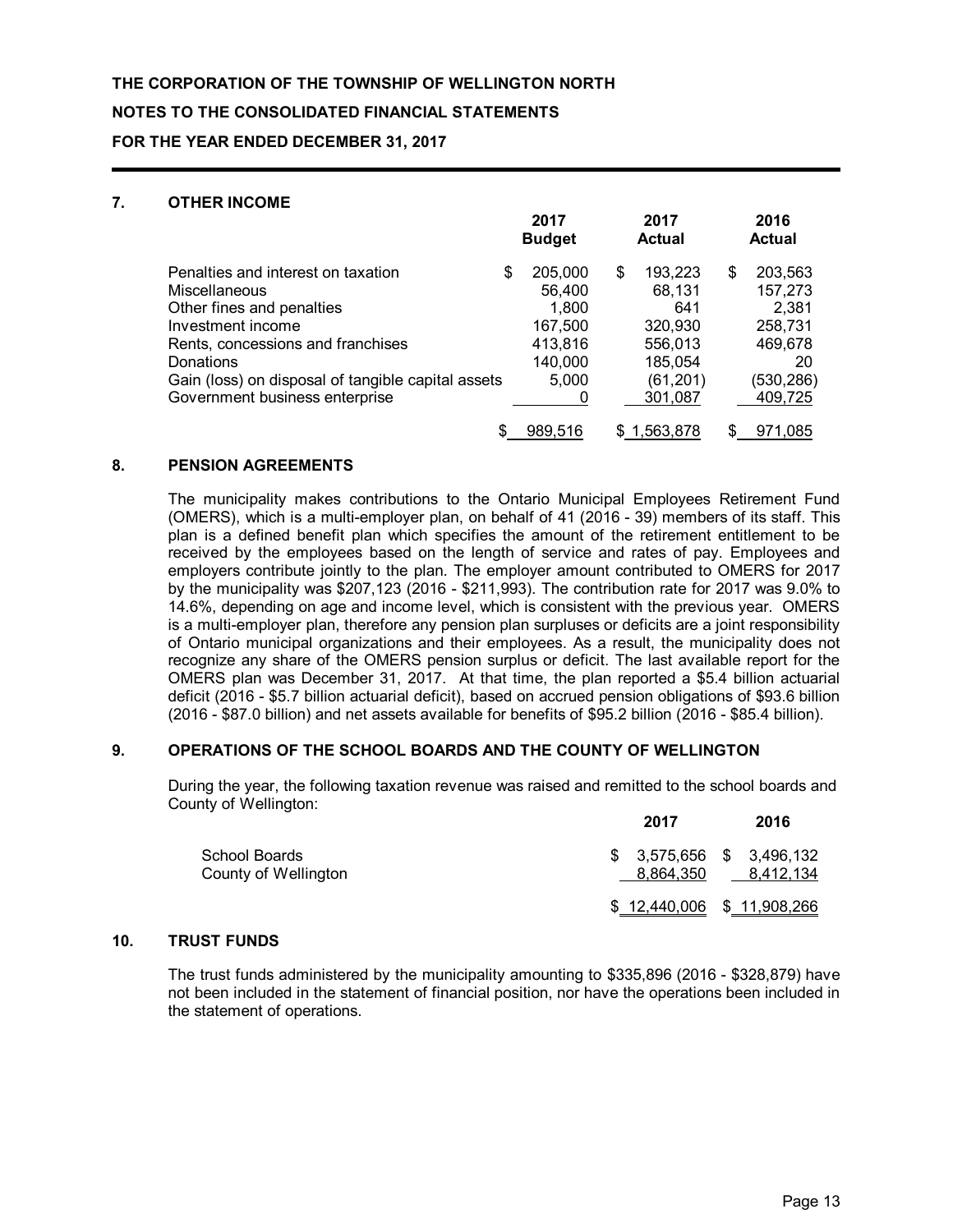**THE CORPORATION OF THE TOWNSHIP OF WELLINGTON NORTH**

**NOTES TO THE CONSOLIDATED FINANCIAL STATEMENTS**

**FOR THE YEAR ENDED DECEMBER 31, 2017**

## 7. OTHER INCOME

| | 2017 Budget | 2017 Actual | 2016 Actual |
|---|---|---|---|
| Penalties and interest on taxation | $ 205,000 | $ 193,223 | $ 203,563 |
| Miscellaneous | 56,400 | 68,131 | 157,273 |
| Other fines and penalties | 1,800 | 641 | 2,381 |
| Investment income | 167,500 | 320,930 | 258,731 |
| Rents, concessions and franchises | 413,816 | 556,013 | 469,678 |
| Donations | 140,000 | 185,054 | 20 |
| Gain (loss) on disposal of tangible capital assets | 5,000 | (61,201) | (530,286) |
| Government business enterprise | 0 | 301,087 | 409,725 |
| | $ 989,516 | $ 1,563,878 | $ 971,085 |

## 8. PENSION AGREEMENTS

The municipality makes contributions to the Ontario Municipal Employees Retirement Fund (OMERS), which is a multi-employer plan, on behalf of 41 (2016 - 39) members of its staff. This plan is a defined benefit plan which specifies the amount of the retirement entitlement to be received by the employees based on the length of service and rates of pay. Employees and employers contribute jointly to the plan. The employer amount contributed to OMERS for 2017 by the municipality was $207,123 (2016 - $211,993). The contribution rate for 2017 was 9.0% to 14.6%, depending on age and income level, which is consistent with the previous year. OMERS is a multi-employer plan, therefore any pension plan surpluses or deficits are a joint responsibility of Ontario municipal organizations and their employees. As a result, the municipality does not recognize any share of the OMERS pension surplus or deficit. The last available report for the OMERS plan was December 31, 2017. At that time, the plan reported a $5.4 billion actuarial deficit (2016 - $5.7 billion actuarial deficit), based on accrued pension obligations of $93.6 billion (2016 - $87.0 billion) and net assets available for benefits of $95.2 billion (2016 - $85.4 billion).

## 9. OPERATIONS OF THE SCHOOL BOARDS AND THE COUNTY OF WELLINGTON

During the year, the following taxation revenue was raised and remitted to the school boards and County of Wellington:

| | 2017 | 2016 |
|---|---|---|
| School Boards | $ 3,575,656 | $ 3,496,132 |
| County of Wellington | 8,864,350 | 8,412,134 |
| | $ 12,440,006 | $ 11,908,266 |

## 10. TRUST FUNDS

The trust funds administered by the municipality amounting to $335,896 (2016 - $328,879) have not been included in the statement of financial position, nor have the operations been included in the statement of operations.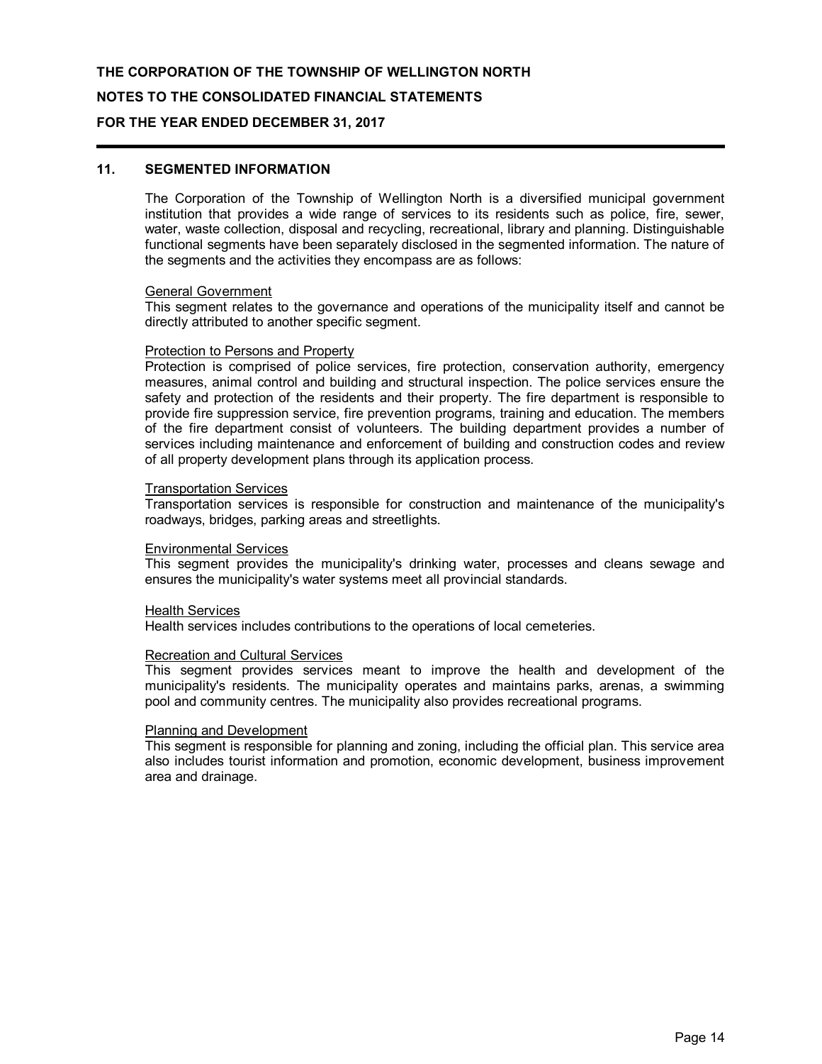## 11. SEGMENTED INFORMATION

The Corporation of the Township of Wellington North is a diversified municipal government institution that provides a wide range of services to its residents such as police, fire, sewer, water, waste collection, disposal and recycling, recreational, library and planning. Distinguishable functional segments have been separately disclosed in the segmented information. The nature of the segments and the activities they encompass are as follows:

General Government

This segment relates to the governance and operations of the municipality itself and cannot be directly attributed to another specific segment.

Protection to Persons and Property

Protection is comprised of police services, fire protection, conservation authority, emergency measures, animal control and building and structural inspection. The police services ensure the safety and protection of the residents and their property. The fire department is responsible to provide fire suppression service, fire prevention programs, training and education. The members of the fire department consist of volunteers. The building department provides a number of services including maintenance and enforcement of building and construction codes and review of all property development plans through its application process.

Transportation Services

Transportation services is responsible for construction and maintenance of the municipality's roadways, bridges, parking areas and streetlights.

Environmental Services

This segment provides the municipality's drinking water, processes and cleans sewage and ensures the municipality's water systems meet all provincial standards.

Health Services

Health services includes contributions to the operations of local cemeteries.

Recreation and Cultural Services

This segment provides services meant to improve the health and development of the municipality's residents. The municipality operates and maintains parks, arenas, a swimming pool and community centres. The municipality also provides recreational programs.

Planning and Development

This segment is responsible for planning and zoning, including the official plan. This service area also includes tourist information and promotion, economic development, business improvement area and drainage.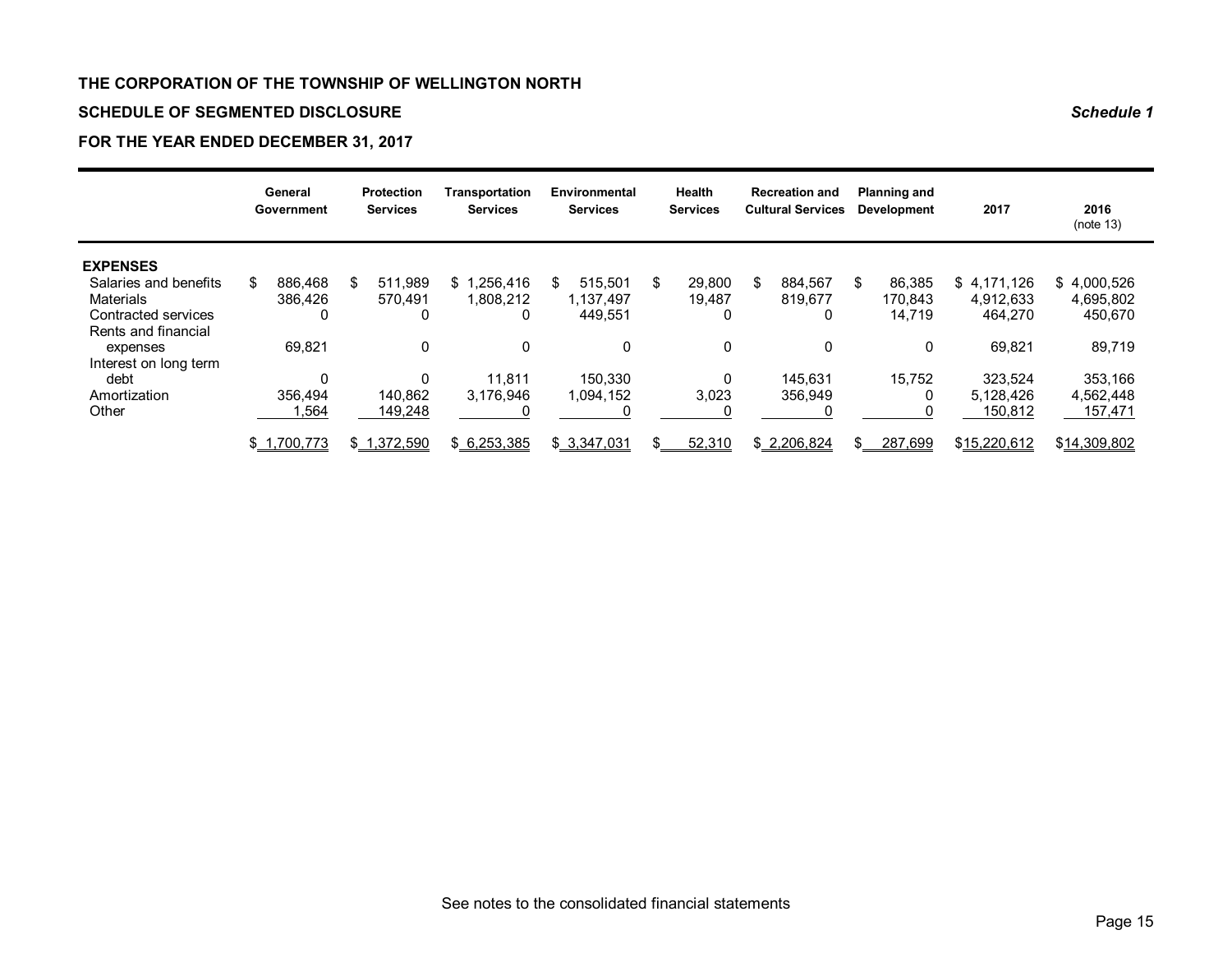**THE CORPORATION OF THE TOWNSHIP OF WELLINGTON NORTH**

**SCHEDULE OF SEGMENTED DISCLOSURE** ***Schedule 1***

**FOR THE YEAR ENDED DECEMBER 31, 2017**

| | General Government | Protection Services | Transportation Services | Environmental Services | Health Services | Recreation and Cultural Services | Planning and Development | 2017 | 2016 (note 13) |
|---|---|---|---|---|---|---|---|---|---|
| **EXPENSES** | | | | | | | | | |
| Salaries and benefits | $ 886,468 | $ 511,989 | $ 1,256,416 | $ 515,501 | $ 29,800 | $ 884,567 | $ 86,385 | $ 4,171,126 | $ 4,000,526 |
| Materials | 386,426 | 570,491 | 1,808,212 | 1,137,497 | 19,487 | 819,677 | 170,843 | 4,912,633 | 4,695,802 |
| Contracted services | 0 | 0 | 0 | 449,551 | 0 | 0 | 14,719 | 464,270 | 450,670 |
| Rents and financial expenses | 69,821 | 0 | 0 | 0 | 0 | 0 | 0 | 69,821 | 89,719 |
| Interest on long term debt | 0 | 0 | 11,811 | 150,330 | 0 | 145,631 | 15,752 | 323,524 | 353,166 |
| Amortization | 356,494 | 140,862 | 3,176,946 | 1,094,152 | 3,023 | 356,949 | 0 | 5,128,426 | 4,562,448 |
| Other | 1,564 | 149,248 | 0 | 0 | 0 | 0 | 0 | 150,812 | 157,471 |
| | $ 1,700,773 | $ 1,372,590 | $ 6,253,385 | $ 3,347,031 | $ 52,310 | $ 2,206,824 | $ 287,699 | $15,220,612 | $14,309,802 |

See notes to the consolidated financial statements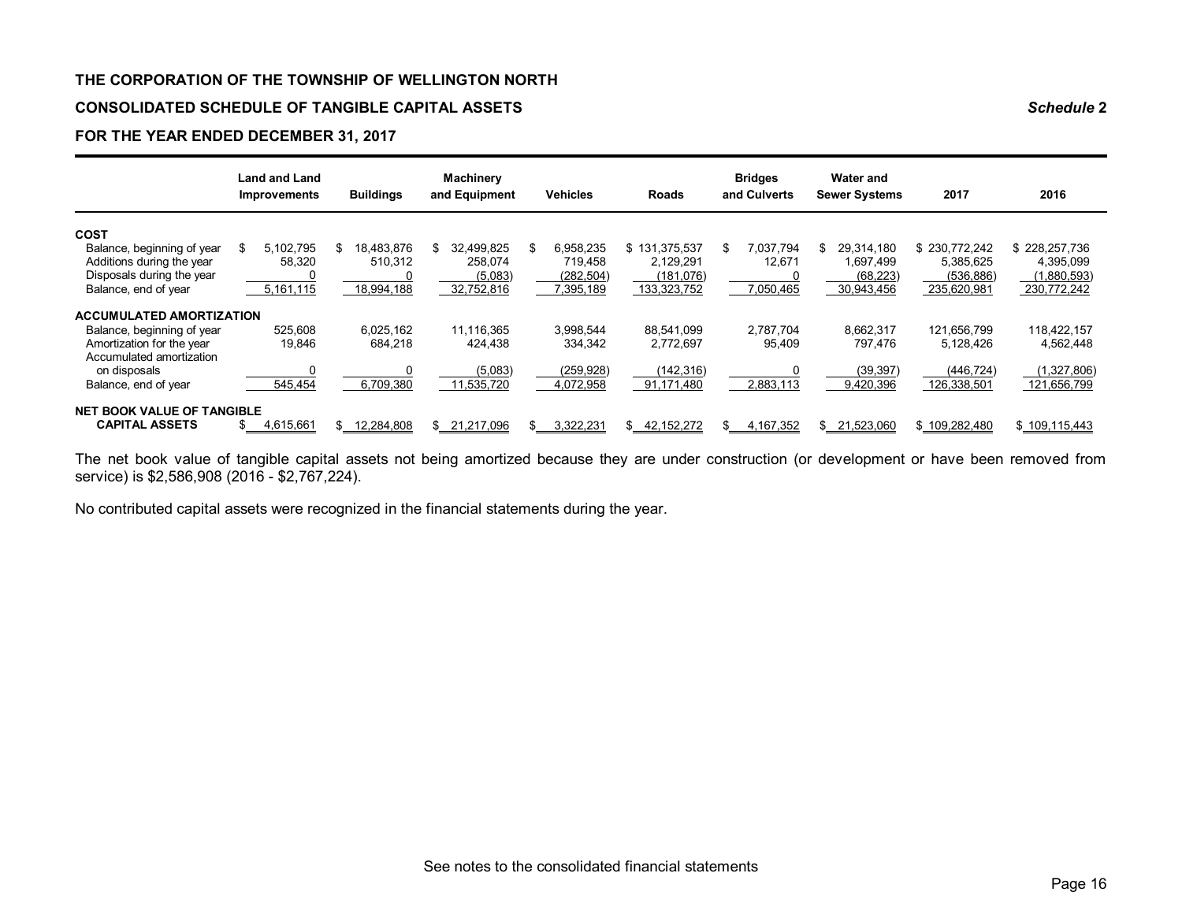**THE CORPORATION OF THE TOWNSHIP OF WELLINGTON NORTH**

**CONSOLIDATED SCHEDULE OF TANGIBLE CAPITAL ASSETS** *Schedule* **2**

**FOR THE YEAR ENDED DECEMBER 31, 2017**

| | Land and Land Improvements | Buildings | Machinery and Equipment | Vehicles | Roads | Bridges and Culverts | Water and Sewer Systems | 2017 | 2016 |
|---|---|---|---|---|---|---|---|---|---|
| **COST** | | | | | | | | | |
| Balance, beginning of year | $ 5,102,795 | $ 18,483,876 | $ 32,499,825 | $ 6,958,235 | $ 131,375,537 | $ 7,037,794 | $ 29,314,180 | $ 230,772,242 | $ 228,257,736 |
| Additions during the year | 58,320 | 510,312 | 258,074 | 719,458 | 2,129,291 | 12,671 | 1,697,499 | 5,385,625 | 4,395,099 |
| Disposals during the year | 0 | 0 | (5,083) | (282,504) | (181,076) | 0 | (68,223) | (536,886) | (1,880,593) |
| Balance, end of year | 5,161,115 | 18,994,188 | 32,752,816 | 7,395,189 | 133,323,752 | 7,050,465 | 30,943,456 | 235,620,981 | 230,772,242 |
| **ACCUMULATED AMORTIZATION** | | | | | | | | | |
| Balance, beginning of year | 525,608 | 6,025,162 | 11,116,365 | 3,998,544 | 88,541,099 | 2,787,704 | 8,662,317 | 121,656,799 | 118,422,157 |
| Amortization for the year | 19,846 | 684,218 | 424,438 | 334,342 | 2,772,697 | 95,409 | 797,476 | 5,128,426 | 4,562,448 |
| Accumulated amortization on disposals | 0 | 0 | (5,083) | (259,928) | (142,316) | 0 | (39,397) | (446,724) | (1,327,806) |
| Balance, end of year | 545,454 | 6,709,380 | 11,535,720 | 4,072,958 | 91,171,480 | 2,883,113 | 9,420,396 | 126,338,501 | 121,656,799 |
| **NET BOOK VALUE OF TANGIBLE CAPITAL ASSETS** | $ 4,615,661 | $ 12,284,808 | $ 21,217,096 | $ 3,322,231 | $ 42,152,272 | $ 4,167,352 | $ 21,523,060 | $ 109,282,480 | $ 109,115,443 |

The net book value of tangible capital assets not being amortized because they are under construction (or development or have been removed from service) is $2,586,908 (2016 - $2,767,224).

No contributed capital assets were recognized in the financial statements during the year.

See notes to the consolidated financial statements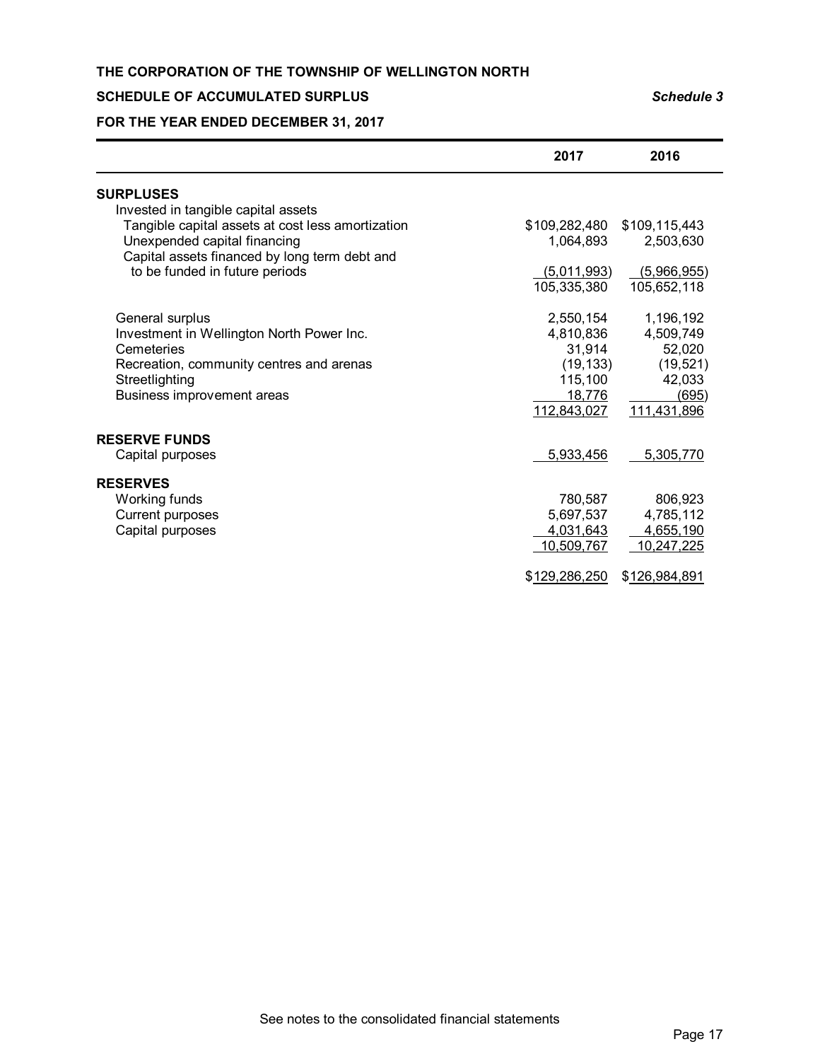**THE CORPORATION OF THE TOWNSHIP OF WELLINGTON NORTH**

**SCHEDULE OF ACCUMULATED SURPLUS** ***Schedule 3***

**FOR THE YEAR ENDED DECEMBER 31, 2017**

| | 2017 | 2016 |
|---|---|---|
| **SURPLUSES** | | |
| Invested in tangible capital assets | | |
| Tangible capital assets at cost less amortization | $109,282,480 | $109,115,443 |
| Unexpended capital financing | 1,064,893 | 2,503,630 |
| Capital assets financed by long term debt and to be funded in future periods | (5,011,993) | (5,966,955) |
| | 105,335,380 | 105,652,118 |
| General surplus | 2,550,154 | 1,196,192 |
| Investment in Wellington North Power Inc. | 4,810,836 | 4,509,749 |
| Cemeteries | 31,914 | 52,020 |
| Recreation, community centres and arenas | (19,133) | (19,521) |
| Streetlighting | 115,100 | 42,033 |
| Business improvement areas | 18,776 | (695) |
| | 112,843,027 | 111,431,896 |
| **RESERVE FUNDS** | | |
| Capital purposes | 5,933,456 | 5,305,770 |
| **RESERVES** | | |
| Working funds | 780,587 | 806,923 |
| Current purposes | 5,697,537 | 4,785,112 |
| Capital purposes | 4,031,643 | 4,655,190 |
| | 10,509,767 | 10,247,225 |
| | $129,286,250 | $126,984,891 |

See notes to the consolidated financial statements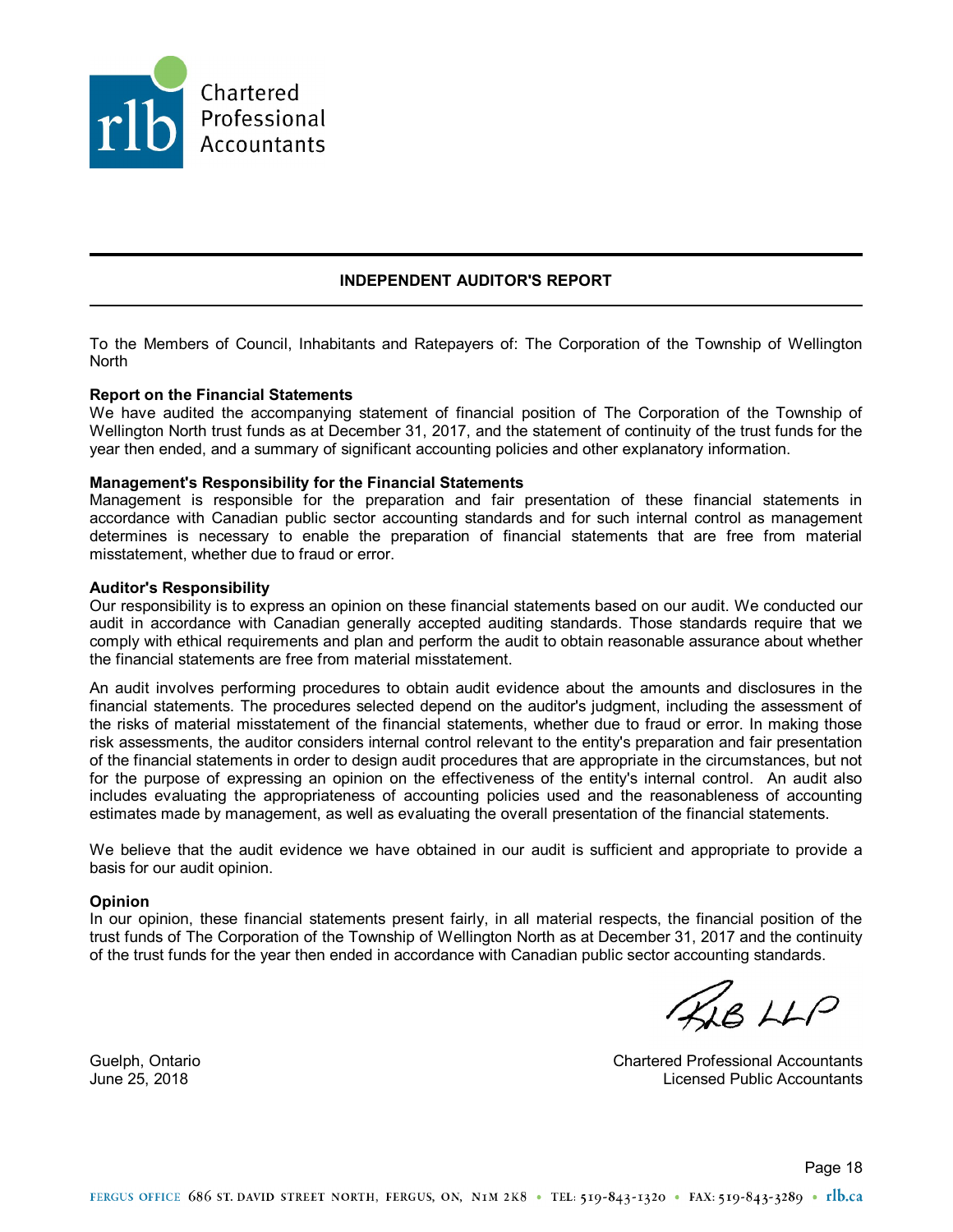Chartered Professional Accountants

## INDEPENDENT AUDITOR'S REPORT

To the Members of Council, Inhabitants and Ratepayers of: The Corporation of the Township of Wellington North

**Report on the Financial Statements**
We have audited the accompanying statement of financial position of The Corporation of the Township of Wellington North trust funds as at December 31, 2017, and the statement of continuity of the trust funds for the year then ended, and a summary of significant accounting policies and other explanatory information.

**Management's Responsibility for the Financial Statements**
Management is responsible for the preparation and fair presentation of these financial statements in accordance with Canadian public sector accounting standards and for such internal control as management determines is necessary to enable the preparation of financial statements that are free from material misstatement, whether due to fraud or error.

**Auditor's Responsibility**
Our responsibility is to express an opinion on these financial statements based on our audit. We conducted our audit in accordance with Canadian generally accepted auditing standards. Those standards require that we comply with ethical requirements and plan and perform the audit to obtain reasonable assurance about whether the financial statements are free from material misstatement.

An audit involves performing procedures to obtain audit evidence about the amounts and disclosures in the financial statements. The procedures selected depend on the auditor's judgment, including the assessment of the risks of material misstatement of the financial statements, whether due to fraud or error. In making those risk assessments, the auditor considers internal control relevant to the entity's preparation and fair presentation of the financial statements in order to design audit procedures that are appropriate in the circumstances, but not for the purpose of expressing an opinion on the effectiveness of the entity's internal control. An audit also includes evaluating the appropriateness of accounting policies used and the reasonableness of accounting estimates made by management, as well as evaluating the overall presentation of the financial statements.

We believe that the audit evidence we have obtained in our audit is sufficient and appropriate to provide a basis for our audit opinion.

**Opinion**
In our opinion, these financial statements present fairly, in all material respects, the financial position of the trust funds of The Corporation of the Township of Wellington North as at December 31, 2017 and the continuity of the trust funds for the year then ended in accordance with Canadian public sector accounting standards.

RLB LLP

Chartered Professional Accountants
Licensed Public Accountants

Guelph, Ontario
June 25, 2018

FERGUS OFFICE 686 ST. DAVID STREET NORTH, FERGUS, ON, N1M 2K8 • TEL: 519-843-1320 • FAX: 519-843-3289 • rlb.ca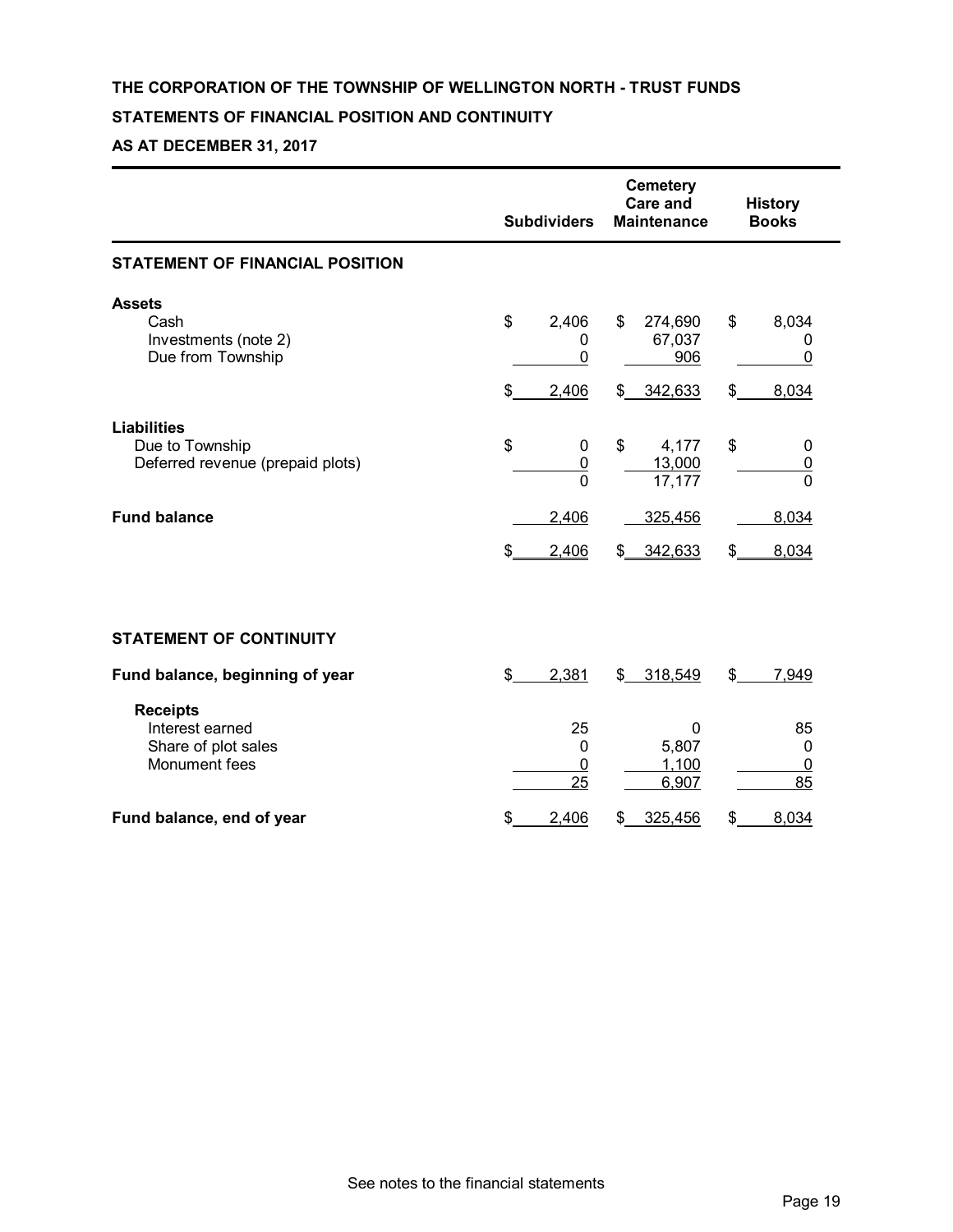# THE CORPORATION OF THE TOWNSHIP OF WELLINGTON NORTH - TRUST FUNDS

## STATEMENTS OF FINANCIAL POSITION AND CONTINUITY

## AS AT DECEMBER 31, 2017

| | Subdividers | Cemetery Care and Maintenance | History Books |
|---|---|---|---|
| **STATEMENT OF FINANCIAL POSITION** | | | |
| **Assets** | | | |
| Cash | $ 2,406 | $ 274,690 | $ 8,034 |
| Investments (note 2) | 0 | 67,037 | 0 |
| Due from Township | 0 | 906 | 0 |
| | $ 2,406 | $ 342,633 | $ 8,034 |
| **Liabilities** | | | |
| Due to Township | $ 0 | $ 4,177 | $ 0 |
| Deferred revenue (prepaid plots) | 0 | 13,000 | 0 |
| | 0 | 17,177 | 0 |
| **Fund balance** | 2,406 | 325,456 | 8,034 |
| | $ 2,406 | $ 342,633 | $ 8,034 |
| **STATEMENT OF CONTINUITY** | | | |
| **Fund balance, beginning of year** | $ 2,381 | $ 318,549 | $ 7,949 |
| **Receipts** | | | |
| Interest earned | 25 | 0 | 85 |
| Share of plot sales | 0 | 5,807 | 0 |
| Monument fees | 0 | 1,100 | 0 |
| | 25 | 6,907 | 85 |
| **Fund balance, end of year** | $ 2,406 | $ 325,456 | $ 8,034 |

See notes to the financial statements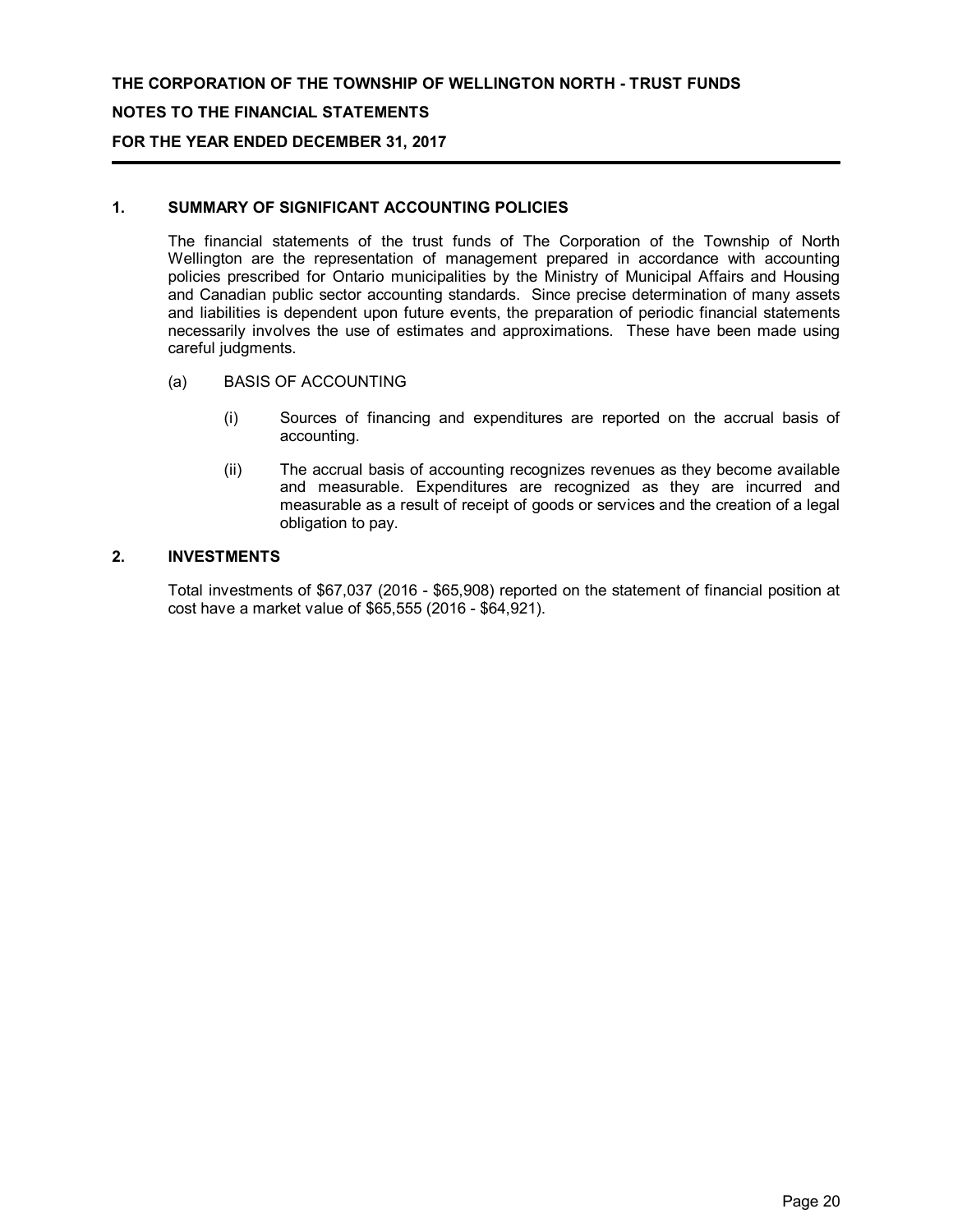**THE CORPORATION OF THE TOWNSHIP OF WELLINGTON NORTH - TRUST FUNDS**

**NOTES TO THE FINANCIAL STATEMENTS**

**FOR THE YEAR ENDED DECEMBER 31, 2017**

## 1. SUMMARY OF SIGNIFICANT ACCOUNTING POLICIES

The financial statements of the trust funds of The Corporation of the Township of North Wellington are the representation of management prepared in accordance with accounting policies prescribed for Ontario municipalities by the Ministry of Municipal Affairs and Housing and Canadian public sector accounting standards. Since precise determination of many assets and liabilities is dependent upon future events, the preparation of periodic financial statements necessarily involves the use of estimates and approximations. These have been made using careful judgments.

(a) BASIS OF ACCOUNTING

(i) Sources of financing and expenditures are reported on the accrual basis of accounting.

(ii) The accrual basis of accounting recognizes revenues as they become available and measurable. Expenditures are recognized as they are incurred and measurable as a result of receipt of goods or services and the creation of a legal obligation to pay.

## 2. INVESTMENTS

Total investments of $67,037 (2016 - $65,908) reported on the statement of financial position at cost have a market value of $65,555 (2016 - $64,921).